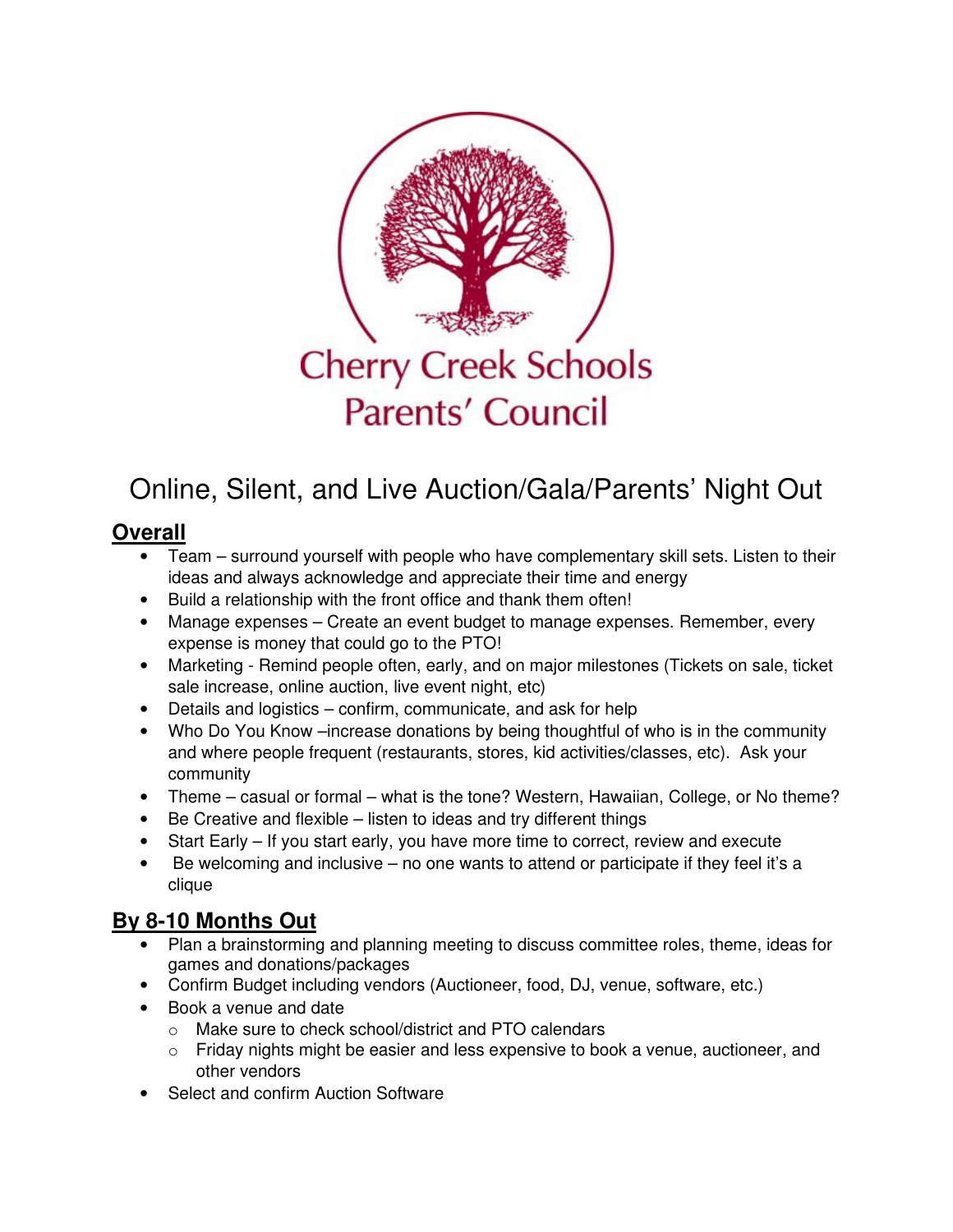Cherry Creek Schools
Parents' Council

# Online, Silent, and Live Auction/Gala/Parents' Night Out

## Overall

- Team – surround yourself with people who have complementary skill sets. Listen to their ideas and always acknowledge and appreciate their time and energy
- Build a relationship with the front office and thank them often!
- Manage expenses – Create an event budget to manage expenses. Remember, every expense is money that could go to the PTO!
- Marketing - Remind people often, early, and on major milestones (Tickets on sale, ticket sale increase, online auction, live event night, etc)
- Details and logistics – confirm, communicate, and ask for help
- Who Do You Know –increase donations by being thoughtful of who is in the community and where people frequent (restaurants, stores, kid activities/classes, etc). Ask your community
- Theme – casual or formal – what is the tone? Western, Hawaiian, College, or No theme?
- Be Creative and flexible – listen to ideas and try different things
- Start Early – If you start early, you have more time to correct, review and execute
- Be welcoming and inclusive – no one wants to attend or participate if they feel it's a clique

## By 8-10 Months Out

- Plan a brainstorming and planning meeting to discuss committee roles, theme, ideas for games and donations/packages
- Confirm Budget including vendors (Auctioneer, food, DJ, venue, software, etc.)
- Book a venue and date
  - Make sure to check school/district and PTO calendars
  - Friday nights might be easier and less expensive to book a venue, auctioneer, and other vendors
- Select and confirm Auction Software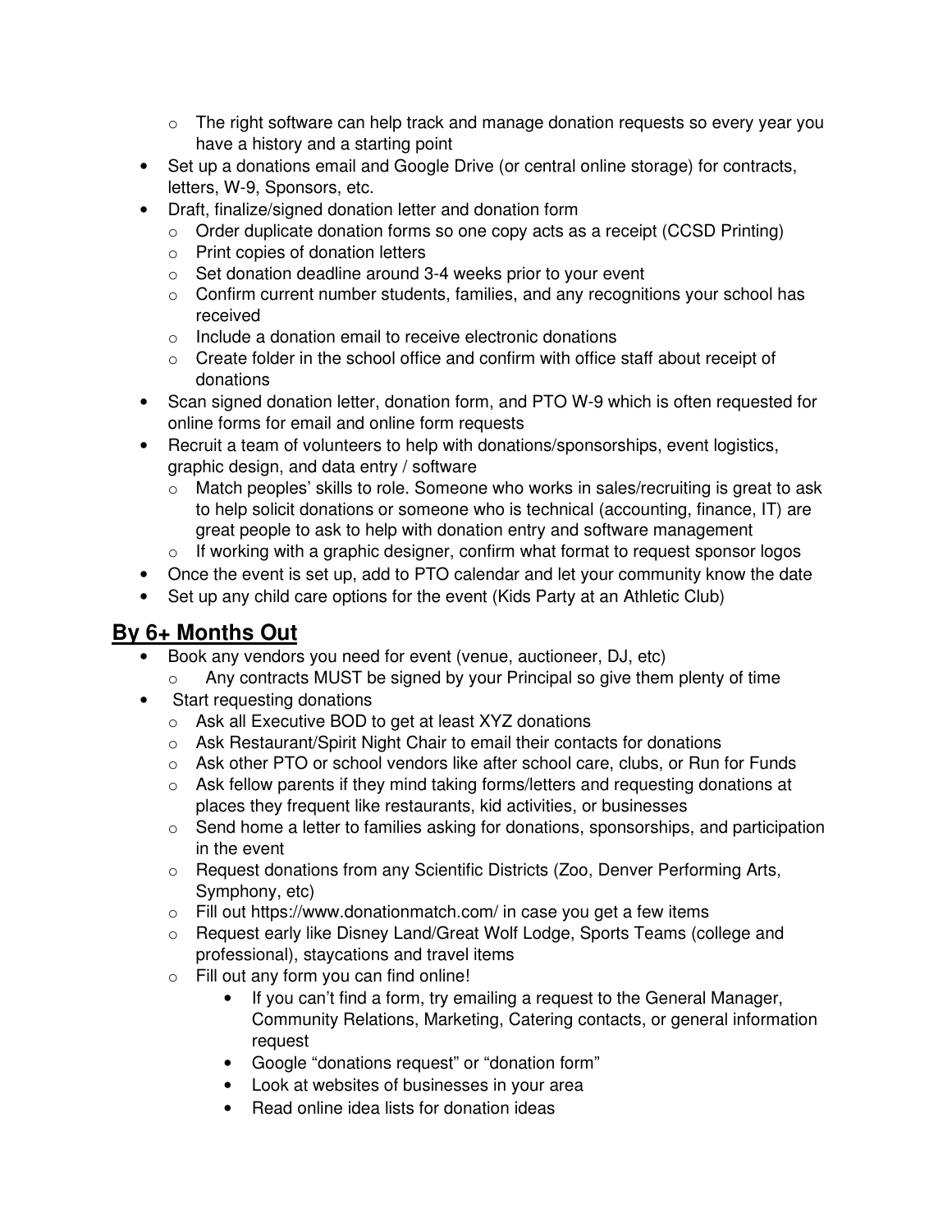- The right software can help track and manage donation requests so every year you have a history and a starting point
- Set up a donations email and Google Drive (or central online storage) for contracts, letters, W-9, Sponsors, etc.
- Draft, finalize/signed donation letter and donation form
  - Order duplicate donation forms so one copy acts as a receipt (CCSD Printing)
  - Print copies of donation letters
  - Set donation deadline around 3-4 weeks prior to your event
  - Confirm current number students, families, and any recognitions your school has received
  - Include a donation email to receive electronic donations
  - Create folder in the school office and confirm with office staff about receipt of donations
- Scan signed donation letter, donation form, and PTO W-9 which is often requested for online forms for email and online form requests
- Recruit a team of volunteers to help with donations/sponsorships, event logistics, graphic design, and data entry / software
  - Match peoples' skills to role. Someone who works in sales/recruiting is great to ask to help solicit donations or someone who is technical (accounting, finance, IT) are great people to ask to help with donation entry and software management
  - If working with a graphic designer, confirm what format to request sponsor logos
- Once the event is set up, add to PTO calendar and let your community know the date
- Set up any child care options for the event (Kids Party at an Athletic Club)

## **By 6+ Months Out**

- Book any vendors you need for event (venue, auctioneer, DJ, etc)
  - Any contracts MUST be signed by your Principal so give them plenty of time
- Start requesting donations
  - Ask all Executive BOD to get at least XYZ donations
  - Ask Restaurant/Spirit Night Chair to email their contacts for donations
  - Ask other PTO or school vendors like after school care, clubs, or Run for Funds
  - Ask fellow parents if they mind taking forms/letters and requesting donations at places they frequent like restaurants, kid activities, or businesses
  - Send home a letter to families asking for donations, sponsorships, and participation in the event
  - Request donations from any Scientific Districts (Zoo, Denver Performing Arts, Symphony, etc)
  - Fill out https://www.donationmatch.com/ in case you get a few items
  - Request early like Disney Land/Great Wolf Lodge, Sports Teams (college and professional), staycations and travel items
  - Fill out any form you can find online!
    - If you can't find a form, try emailing a request to the General Manager, Community Relations, Marketing, Catering contacts, or general information request
    - Google "donations request" or "donation form"
    - Look at websites of businesses in your area
    - Read online idea lists for donation ideas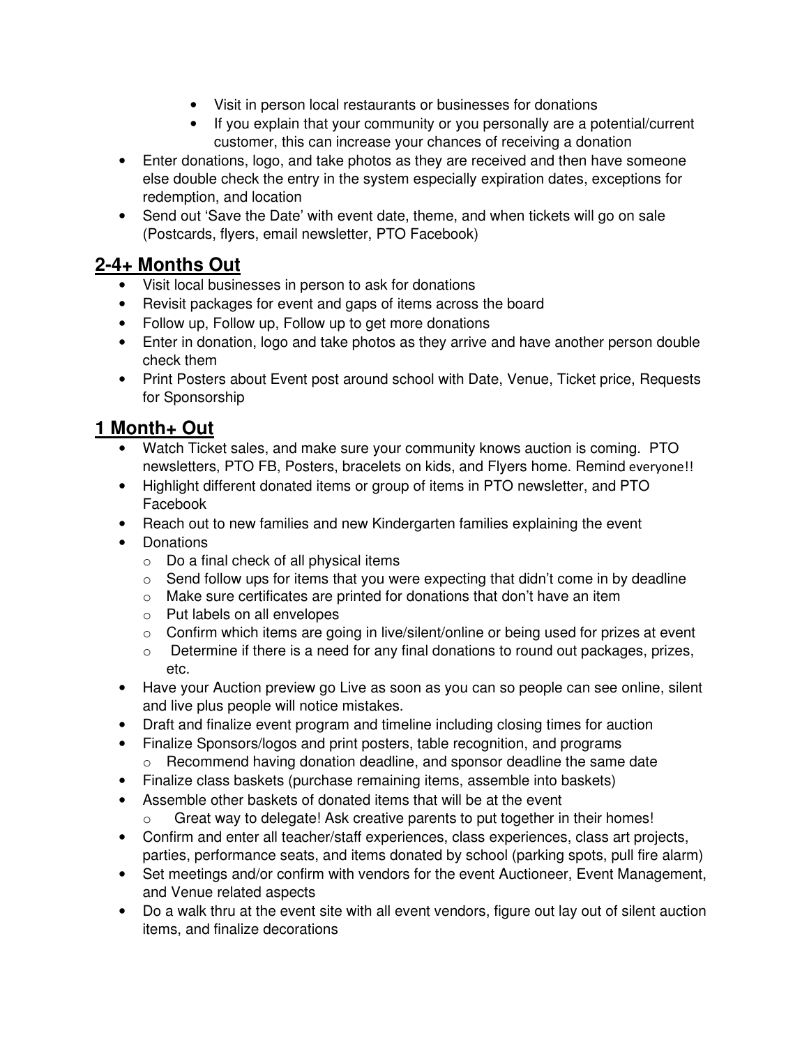- Visit in person local restaurants or businesses for donations
   - If you explain that your community or you personally are a potential/current customer, this can increase your chances of receiving a donation
- Enter donations, logo, and take photos as they are received and then have someone else double check the entry in the system especially expiration dates, exceptions for redemption, and location
- Send out 'Save the Date' with event date, theme, and when tickets will go on sale (Postcards, flyers, email newsletter, PTO Facebook)

## 2-4+ Months Out

- Visit local businesses in person to ask for donations
- Revisit packages for event and gaps of items across the board
- Follow up, Follow up, Follow up to get more donations
- Enter in donation, logo and take photos as they arrive and have another person double check them
- Print Posters about Event post around school with Date, Venue, Ticket price, Requests for Sponsorship

## 1 Month+ Out

- Watch Ticket sales, and make sure your community knows auction is coming. PTO newsletters, PTO FB, Posters, bracelets on kids, and Flyers home. Remind everyone!!
- Highlight different donated items or group of items in PTO newsletter, and PTO Facebook
- Reach out to new families and new Kindergarten families explaining the event
- Donations
   - Do a final check of all physical items
   - Send follow ups for items that you were expecting that didn't come in by deadline
   - Make sure certificates are printed for donations that don't have an item
   - Put labels on all envelopes
   - Confirm which items are going in live/silent/online or being used for prizes at event
   - Determine if there is a need for any final donations to round out packages, prizes, etc.
- Have your Auction preview go Live as soon as you can so people can see online, silent and live plus people will notice mistakes.
- Draft and finalize event program and timeline including closing times for auction
- Finalize Sponsors/logos and print posters, table recognition, and programs
   - Recommend having donation deadline, and sponsor deadline the same date
- Finalize class baskets (purchase remaining items, assemble into baskets)
- Assemble other baskets of donated items that will be at the event
   - Great way to delegate! Ask creative parents to put together in their homes!
- Confirm and enter all teacher/staff experiences, class experiences, class art projects, parties, performance seats, and items donated by school (parking spots, pull fire alarm)
- Set meetings and/or confirm with vendors for the event Auctioneer, Event Management, and Venue related aspects
- Do a walk thru at the event site with all event vendors, figure out lay out of silent auction items, and finalize decorations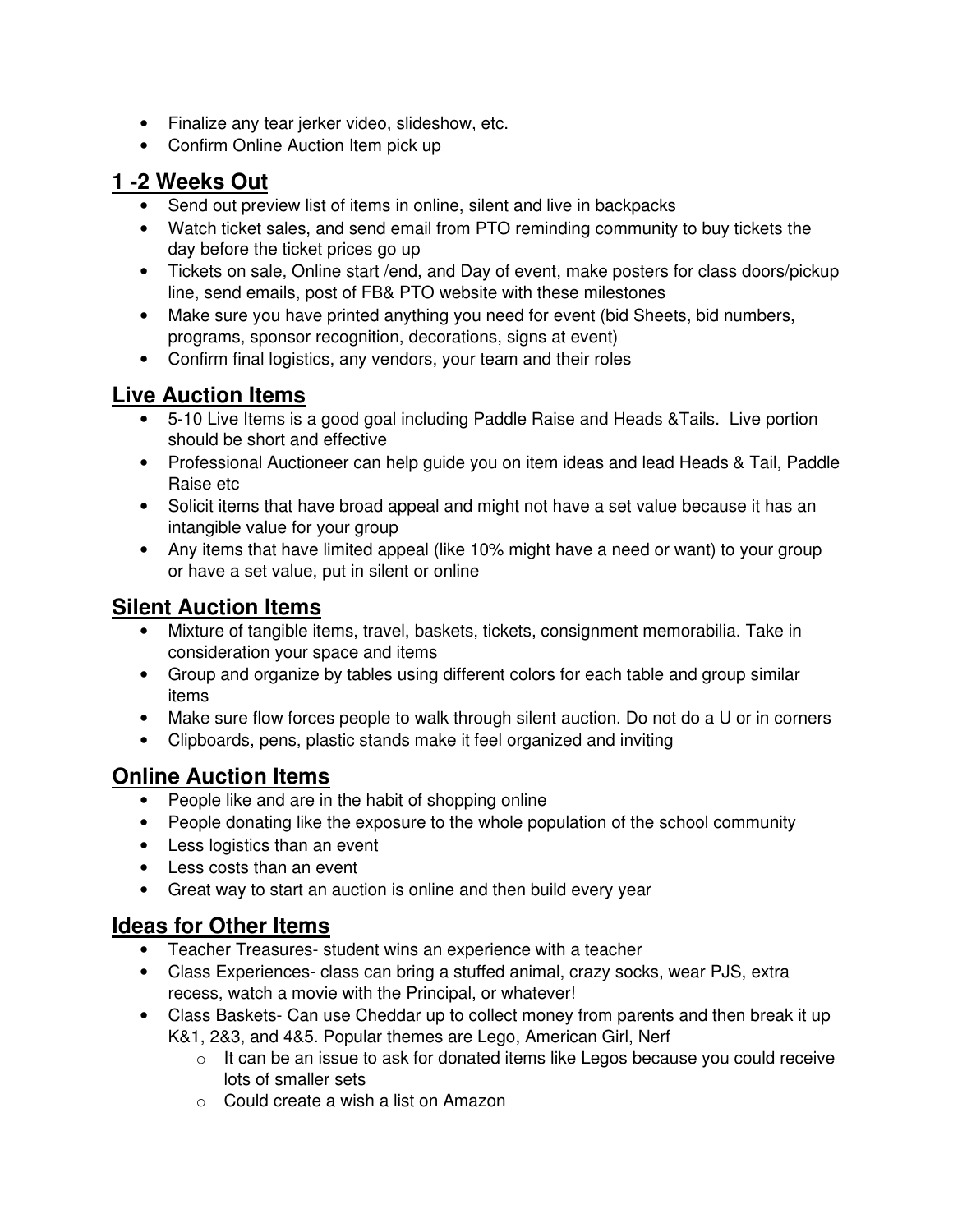- Finalize any tear jerker video, slideshow, etc.
- Confirm Online Auction Item pick up

## 1 -2 Weeks Out

- Send out preview list of items in online, silent and live in backpacks
- Watch ticket sales, and send email from PTO reminding community to buy tickets the day before the ticket prices go up
- Tickets on sale, Online start /end, and Day of event, make posters for class doors/pickup line, send emails, post of FB& PTO website with these milestones
- Make sure you have printed anything you need for event (bid Sheets, bid numbers, programs, sponsor recognition, decorations, signs at event)
- Confirm final logistics, any vendors, your team and their roles

## Live Auction Items

- 5-10 Live Items is a good goal including Paddle Raise and Heads &Tails. Live portion should be short and effective
- Professional Auctioneer can help guide you on item ideas and lead Heads & Tail, Paddle Raise etc
- Solicit items that have broad appeal and might not have a set value because it has an intangible value for your group
- Any items that have limited appeal (like 10% might have a need or want) to your group or have a set value, put in silent or online

## Silent Auction Items

- Mixture of tangible items, travel, baskets, tickets, consignment memorabilia. Take in consideration your space and items
- Group and organize by tables using different colors for each table and group similar items
- Make sure flow forces people to walk through silent auction. Do not do a U or in corners
- Clipboards, pens, plastic stands make it feel organized and inviting

## Online Auction Items

- People like and are in the habit of shopping online
- People donating like the exposure to the whole population of the school community
- Less logistics than an event
- Less costs than an event
- Great way to start an auction is online and then build every year

## Ideas for Other Items

- Teacher Treasures- student wins an experience with a teacher
- Class Experiences- class can bring a stuffed animal, crazy socks, wear PJS, extra recess, watch a movie with the Principal, or whatever!
- Class Baskets- Can use Cheddar up to collect money from parents and then break it up K&1, 2&3, and 4&5. Popular themes are Lego, American Girl, Nerf
  - It can be an issue to ask for donated items like Legos because you could receive lots of smaller sets
  - Could create a wish a list on Amazon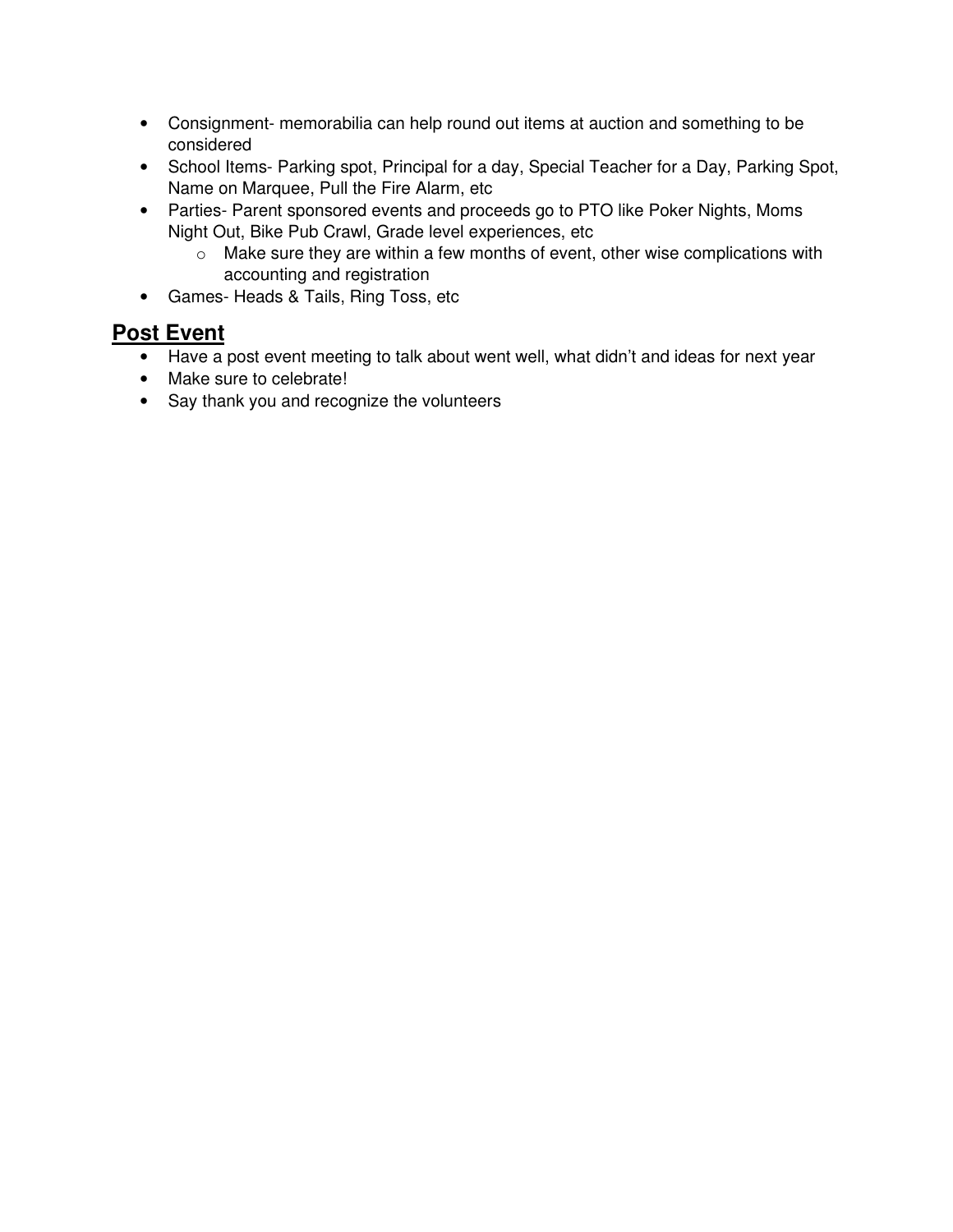- Consignment- memorabilia can help round out items at auction and something to be considered
- School Items- Parking spot, Principal for a day, Special Teacher for a Day, Parking Spot, Name on Marquee, Pull the Fire Alarm, etc
- Parties- Parent sponsored events and proceeds go to PTO like Poker Nights, Moms Night Out, Bike Pub Crawl, Grade level experiences, etc
    - Make sure they are within a few months of event, other wise complications with accounting and registration
- Games- Heads & Tails, Ring Toss, etc

## Post Event

- Have a post event meeting to talk about went well, what didn't and ideas for next year
- Make sure to celebrate!
- Say thank you and recognize the volunteers